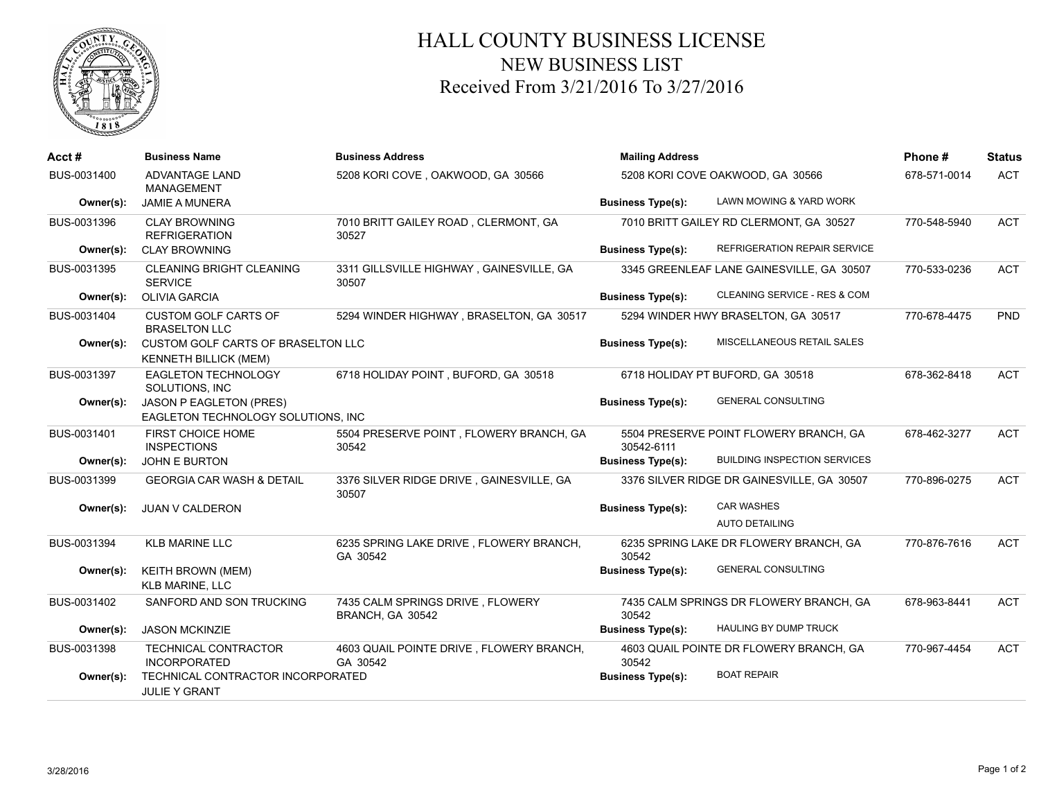# HALL COUNTY BUSINESS LICENSE

## NEW BUSINESS LIST

### Received From 3/21/2016 To 3/27/2016

| Acct # | Business Name | Business Address | Mailing Address | Phone # | Status |
|---|---|---|---|---|---|
| BUS-0031400 | ADVANTAGE LAND MANAGEMENT | 5208 KORI COVE , OAKWOOD, GA 30566 | 5208 KORI COVE OAKWOOD, GA 30566 | 678-571-0014 | ACT |
| Owner(s): | JAMIE A MUNERA | | Business Type(s): LAWN MOWING & YARD WORK | | |
| BUS-0031396 | CLAY BROWNING REFRIGERATION | 7010 BRITT GAILEY ROAD , CLERMONT, GA 30527 | 7010 BRITT GAILEY RD CLERMONT, GA 30527 | 770-548-5940 | ACT |
| Owner(s): | CLAY BROWNING | | Business Type(s): REFRIGERATION REPAIR SERVICE | | |
| BUS-0031395 | CLEANING BRIGHT CLEANING SERVICE | 3311 GILLSVILLE HIGHWAY , GAINESVILLE, GA 30507 | 3345 GREENLEAF LANE GAINESVILLE, GA 30507 | 770-533-0236 | ACT |
| Owner(s): | OLIVIA GARCIA | | Business Type(s): CLEANING SERVICE - RES & COM | | |
| BUS-0031404 | CUSTOM GOLF CARTS OF BRASELTON LLC | 5294 WINDER HIGHWAY , BRASELTON, GA 30517 | 5294 WINDER HWY BRASELTON, GA 30517 | 770-678-4475 | PND |
| Owner(s): | CUSTOM GOLF CARTS OF BRASELTON LLC<br>KENNETH BILLICK (MEM) | | Business Type(s): MISCELLANEOUS RETAIL SALES | | |
| BUS-0031397 | EAGLETON TECHNOLOGY SOLUTIONS, INC | 6718 HOLIDAY POINT , BUFORD, GA 30518 | 6718 HOLIDAY PT BUFORD, GA 30518 | 678-362-8418 | ACT |
| Owner(s): | JASON P EAGLETON (PRES)<br>EAGLETON TECHNOLOGY SOLUTIONS, INC | | Business Type(s): GENERAL CONSULTING | | |
| BUS-0031401 | FIRST CHOICE HOME INSPECTIONS | 5504 PRESERVE POINT , FLOWERY BRANCH, GA 30542 | 5504 PRESERVE POINT FLOWERY BRANCH, GA 30542-6111 | 678-462-3277 | ACT |
| Owner(s): | JOHN E BURTON | | Business Type(s): BUILDING INSPECTION SERVICES | | |
| BUS-0031399 | GEORGIA CAR WASH & DETAIL | 3376 SILVER RIDGE DRIVE , GAINESVILLE, GA 30507 | 3376 SILVER RIDGE DR GAINESVILLE, GA 30507 | 770-896-0275 | ACT |
| Owner(s): | JUAN V CALDERON | | Business Type(s): CAR WASHES<br>AUTO DETAILING | | |
| BUS-0031394 | KLB MARINE LLC | 6235 SPRING LAKE DRIVE , FLOWERY BRANCH, GA 30542 | 6235 SPRING LAKE DR FLOWERY BRANCH, GA 30542 | 770-876-7616 | ACT |
| Owner(s): | KEITH BROWN (MEM)<br>KLB MARINE, LLC | | Business Type(s): GENERAL CONSULTING | | |
| BUS-0031402 | SANFORD AND SON TRUCKING | 7435 CALM SPRINGS DRIVE , FLOWERY BRANCH, GA 30542 | 7435 CALM SPRINGS DR FLOWERY BRANCH, GA 30542 | 678-963-8441 | ACT |
| Owner(s): | JASON MCKINZIE | | Business Type(s): HAULING BY DUMP TRUCK | | |
| BUS-0031398 | TECHNICAL CONTRACTOR INCORPORATED | 4603 QUAIL POINTE DRIVE , FLOWERY BRANCH, GA 30542 | 4603 QUAIL POINTE DR FLOWERY BRANCH, GA 30542 | 770-967-4454 | ACT |
| Owner(s): | TECHNICAL CONTRACTOR INCORPORATED<br>JULIE Y GRANT | | Business Type(s): BOAT REPAIR | | |

3/28/2016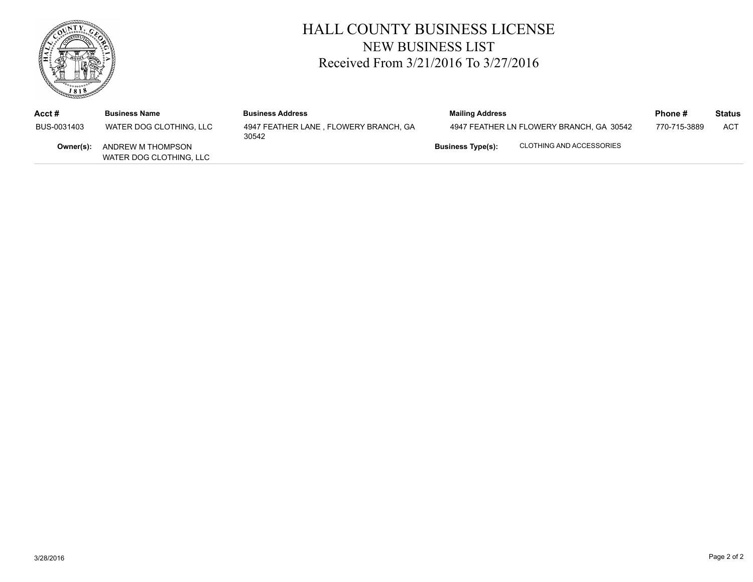# HALL COUNTY BUSINESS LICENSE

## NEW BUSINESS LIST

## Received From 3/21/2016 To 3/27/2016

| Acct # | Business Name | Business Address | Mailing Address | Phone # | Status |
|---|---|---|---|---|---|
| BUS-0031403 | WATER DOG CLOTHING, LLC | 4947 FEATHER LANE , FLOWERY BRANCH, GA 30542 | 4947 FEATHER LN FLOWERY BRANCH, GA 30542 | 770-715-3889 | ACT |
| **Owner(s):** | ANDREW M THOMPSON<br>WATER DOG CLOTHING, LLC | | **Business Type(s):** CLOTHING AND ACCESSORIES | | |

3/28/2016